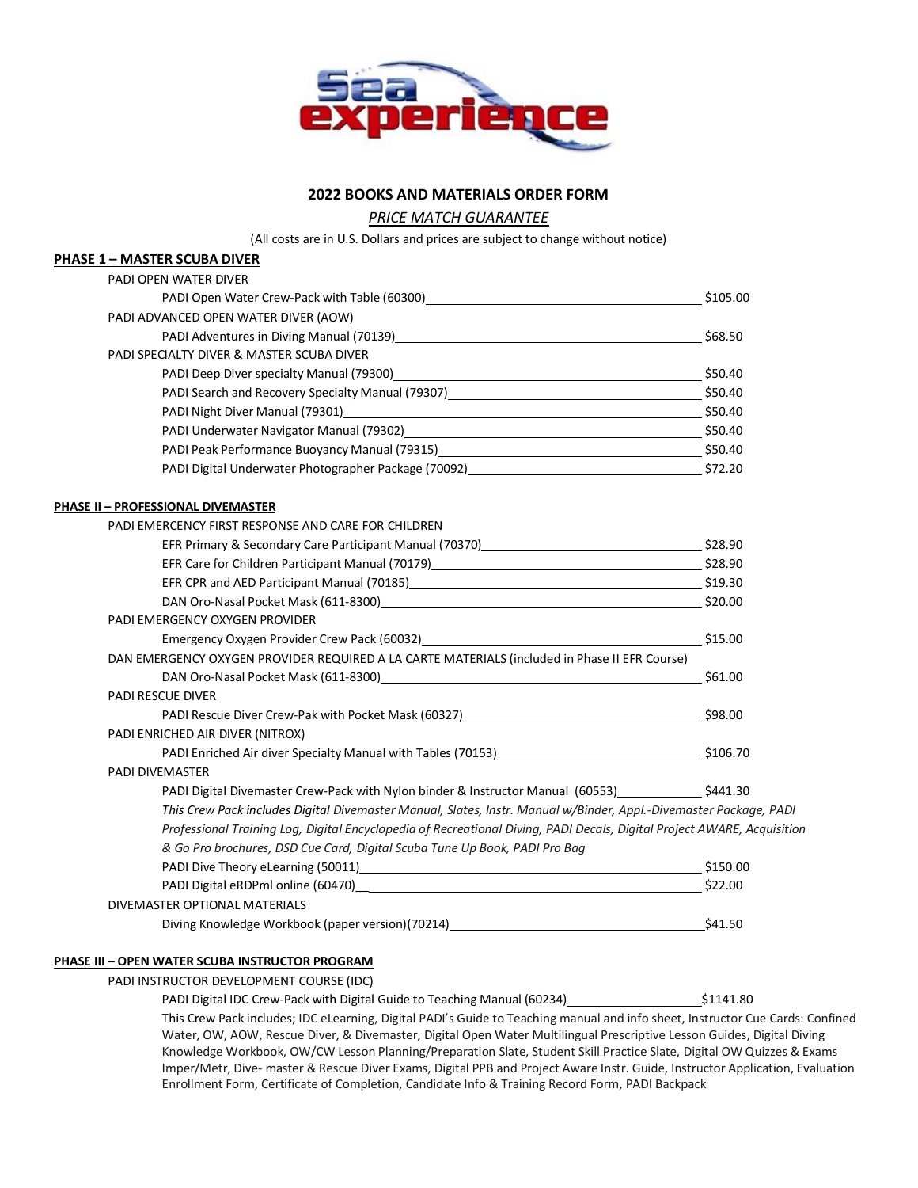# 2022 BOOKS AND MATERIALS ORDER FORM

*PRICE MATCH GUARANTEE*

(All costs are in U.S. Dollars and prices are subject to change without notice)

## PHASE 1 – MASTER SCUBA DIVER

PADI OPEN WATER DIVER

- PADI Open Water Crew-Pack with Table (60300) — $105.00

PADI ADVANCED OPEN WATER DIVER (AOW)

- PADI Adventures in Diving Manual (70139) — $68.50

PADI SPECIALTY DIVER & MASTER SCUBA DIVER

- PADI Deep Diver specialty Manual (79300) — $50.40
- PADI Search and Recovery Specialty Manual (79307) — $50.40
- PADI Night Diver Manual (79301) — $50.40
- PADI Underwater Navigator Manual (79302) — $50.40
- PADI Peak Performance Buoyancy Manual (79315) — $50.40
- PADI Digital Underwater Photographer Package (70092) — $72.20

## PHASE II – PROFESSIONAL DIVEMASTER

PADI EMERGENCY FIRST RESPONSE AND CARE FOR CHILDREN

- EFR Primary & Secondary Care Participant Manual (70370) — $28.90
- EFR Care for Children Participant Manual (70179) — $28.90
- EFR CPR and AED Participant Manual (70185) — $19.30
- DAN Oro-Nasal Pocket Mask (611-8300) — $20.00

PADI EMERGENCY OXYGEN PROVIDER

- Emergency Oxygen Provider Crew Pack (60032) — $15.00

DAN EMERGENCY OXYGEN PROVIDER REQUIRED A LA CARTE MATERIALS (included in Phase II EFR Course)

- DAN Oro-Nasal Pocket Mask (611-8300) — $61.00

PADI RESCUE DIVER

- PADI Rescue Diver Crew-Pak with Pocket Mask (60327) — $98.00

PADI ENRICHED AIR DIVER (NITROX)

- PADI Enriched Air diver Specialty Manual with Tables (70153) — $106.70

PADI DIVEMASTER

- PADI Digital Divemaster Crew-Pack with Nylon binder & Instructor Manual (60553) — $441.30

  *This Crew Pack includes Digital Divemaster Manual, Slates, Instr. Manual w/Binder, Appl.-Divemaster Package, PADI Professional Training Log, Digital Encyclopedia of Recreational Diving, PADI Decals, Digital Project AWARE, Acquisition & Go Pro brochures, DSD Cue Card, Digital Scuba Tune Up Book, PADI Pro Bag*

- PADI Dive Theory eLearning (50011) — $150.00
- PADI Digital eRDPml online (60470) — $22.00

DIVEMASTER OPTIONAL MATERIALS

- Diving Knowledge Workbook (paper version)(70214) — $41.50

## PHASE III – OPEN WATER SCUBA INSTRUCTOR PROGRAM

PADI INSTRUCTOR DEVELOPMENT COURSE (IDC)

- PADI Digital IDC Crew-Pack with Digital Guide to Teaching Manual (60234) — $1141.80

  This Crew Pack includes; IDC eLearning, Digital PADI's Guide to Teaching manual and info sheet, Instructor Cue Cards: Confined Water, OW, AOW, Rescue Diver, & Divemaster, Digital Open Water Multilingual Prescriptive Lesson Guides, Digital Diving Knowledge Workbook, OW/CW Lesson Planning/Preparation Slate, Student Skill Practice Slate, Digital OW Quizzes & Exams Imper/Metr, Dive- master & Rescue Diver Exams, Digital PPB and Project Aware Instr. Guide, Instructor Application, Evaluation Enrollment Form, Certificate of Completion, Candidate Info & Training Record Form, PADI Backpack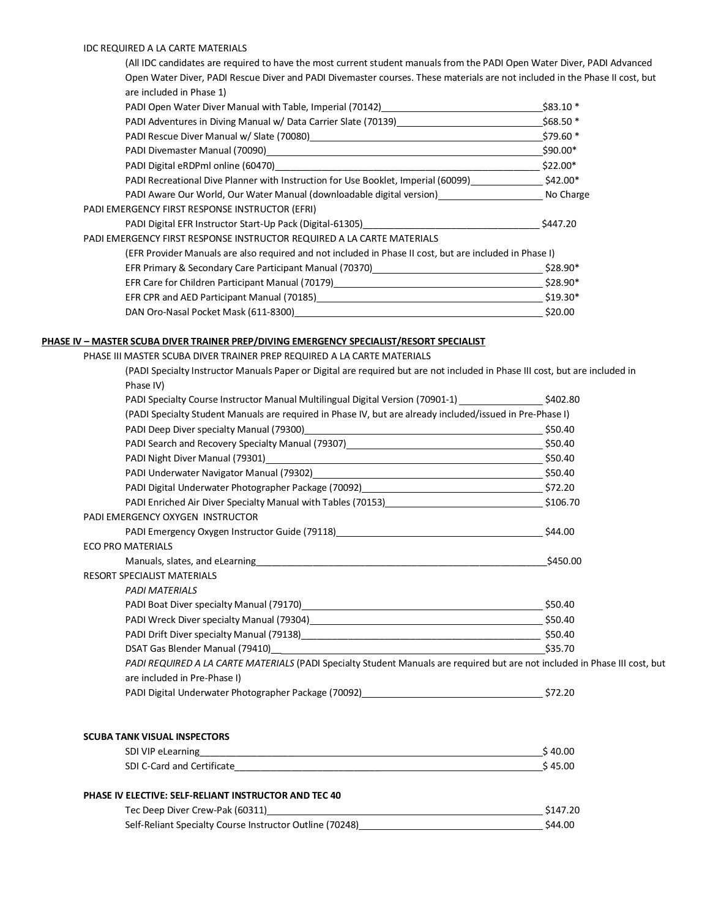IDC REQUIRED A LA CARTE MATERIALS

(All IDC candidates are required to have the most current student manuals from the PADI Open Water Diver, PADI Advanced Open Water Diver, PADI Rescue Diver and PADI Divemaster courses. These materials are not included in the Phase II cost, but are included in Phase 1)

| Item | Price |
|---|---|
| PADI Open Water Diver Manual with Table, Imperial (70142) | $83.10 * |
| PADI Adventures in Diving Manual w/ Data Carrier Slate (70139) | $68.50 * |
| PADI Rescue Diver Manual w/ Slate (70080) | $79.60 * |
| PADI Divemaster Manual (70090) | $90.00* |
| PADI Digital eRDPml online (60470) | $22.00* |
| PADI Recreational Dive Planner with Instruction for Use Booklet, Imperial (60099) | $42.00* |
| PADI Aware Our World, Our Water Manual (downloadable digital version) | No Charge |

PADI EMERGENCY FIRST RESPONSE INSTRUCTOR (EFRI)

| Item | Price |
|---|---|
| PADI Digital EFR Instructor Start-Up Pack (Digital-61305) | $447.20 |

PADI EMERGENCY FIRST RESPONSE INSTRUCTOR REQUIRED A LA CARTE MATERIALS

(EFR Provider Manuals are also required and not included in Phase II cost, but are included in Phase I)

| Item | Price |
|---|---|
| EFR Primary & Secondary Care Participant Manual (70370) | $28.90* |
| EFR Care for Children Participant Manual (70179) | $28.90* |
| EFR CPR and AED Participant Manual (70185) | $19.30* |
| DAN Oro-Nasal Pocket Mask (611-8300) | $20.00 |

**PHASE IV – MASTER SCUBA DIVER TRAINER PREP/DIVING EMERGENCY SPECIALIST/RESORT SPECIALIST**

PHASE III MASTER SCUBA DIVER TRAINER PREP REQUIRED A LA CARTE MATERIALS

(PADI Specialty Instructor Manuals Paper or Digital are required but are not included in Phase III cost, but are included in Phase IV)

| Item | Price |
|---|---|
| PADI Specialty Course Instructor Manual Multilingual Digital Version (70901-1) | $402.80 |

(PADI Specialty Student Manuals are required in Phase IV, but are already included/issued in Pre-Phase I)

| Item | Price |
|---|---|
| PADI Deep Diver specialty Manual (79300) | $50.40 |
| PADI Search and Recovery Specialty Manual (79307) | $50.40 |
| PADI Night Diver Manual (79301) | $50.40 |
| PADI Underwater Navigator Manual (79302) | $50.40 |
| PADI Digital Underwater Photographer Package (70092) | $72.20 |
| PADI Enriched Air Diver Specialty Manual with Tables (70153) | $106.70 |

PADI EMERGENCY OXYGEN INSTRUCTOR

| Item | Price |
|---|---|
| PADI Emergency Oxygen Instructor Guide (79118) | $44.00 |

ECO PRO MATERIALS

| Item | Price |
|---|---|
| Manuals, slates, and eLearning | $450.00 |

RESORT SPECIALIST MATERIALS

*PADI MATERIALS*

| Item | Price |
|---|---|
| PADI Boat Diver specialty Manual (79170) | $50.40 |
| PADI Wreck Diver specialty Manual (79304) | $50.40 |
| PADI Drift Diver specialty Manual (79138) | $50.40 |
| DSAT Gas Blender Manual (79410) | $35.70 |

*PADI REQUIRED A LA CARTE MATERIALS* (PADI Specialty Student Manuals are required but are not included in Phase III cost, but are included in Pre-Phase I)

| Item | Price |
|---|---|
| PADI Digital Underwater Photographer Package (70092) | $72.20 |

**SCUBA TANK VISUAL INSPECTORS**

| Item | Price |
|---|---|
| SDI VIP eLearning | $ 40.00 |
| SDI C-Card and Certificate | $ 45.00 |

**PHASE IV ELECTIVE: SELF-RELIANT INSTRUCTOR AND TEC 40**

| Item | Price |
|---|---|
| Tec Deep Diver Crew-Pak (60311) | $147.20 |
| Self-Reliant Specialty Course Instructor Outline (70248) | $44.00 |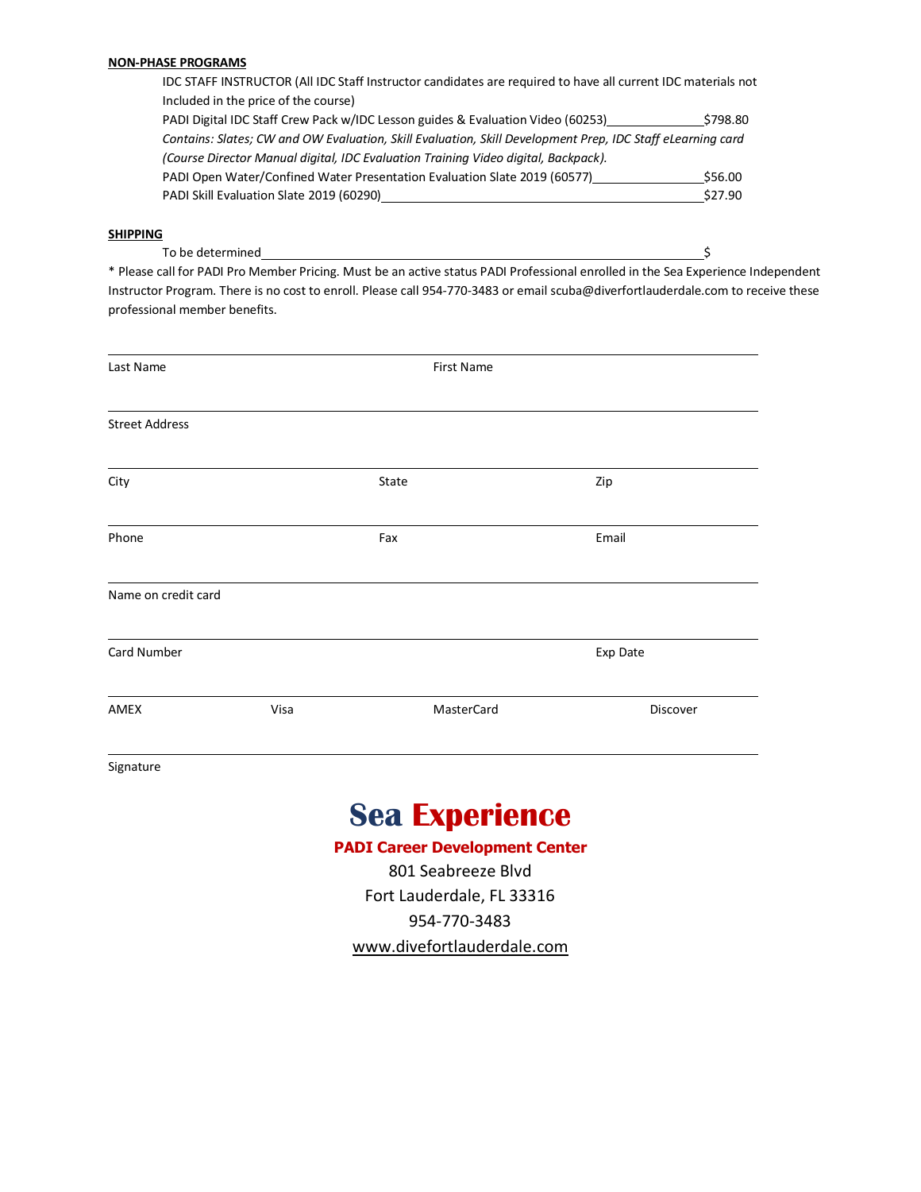**NON-PHASE PROGRAMS**

IDC STAFF INSTRUCTOR (All IDC Staff Instructor candidates are required to have all current IDC materials not Included in the price of the course)

PADI Digital IDC Staff Crew Pack w/IDC Lesson guides & Evaluation Video (60253)______________$798.80

*Contains: Slates; CW and OW Evaluation, Skill Evaluation, Skill Development Prep, IDC Staff eLearning card (Course Director Manual digital, IDC Evaluation Training Video digital, Backpack).*

PADI Open Water/Confined Water Presentation Evaluation Slate 2019 (60577)______________$56.00

PADI Skill Evaluation Slate 2019 (60290)______________$27.90

**SHIPPING**

To be determined______________$

* Please call for PADI Pro Member Pricing. Must be an active status PADI Professional enrolled in the Sea Experience Independent Instructor Program. There is no cost to enroll. Please call 954-770-3483 or email scuba@diverfortlauderdale.com to receive these professional member benefits.

______________________________________________

Last Name First Name

______________________________________________

Street Address

______________________________________________

City State Zip

______________________________________________

Phone Fax Email

______________________________________________

Name on credit card

______________________________________________

Card Number Exp Date

______________________________________________

AMEX Visa MasterCard Discover

______________________________________________

Signature

# Sea Experience

**PADI Career Development Center**

801 Seabreeze Blvd

Fort Lauderdale, FL 33316

954-770-3483

www.divefortlauderdale.com